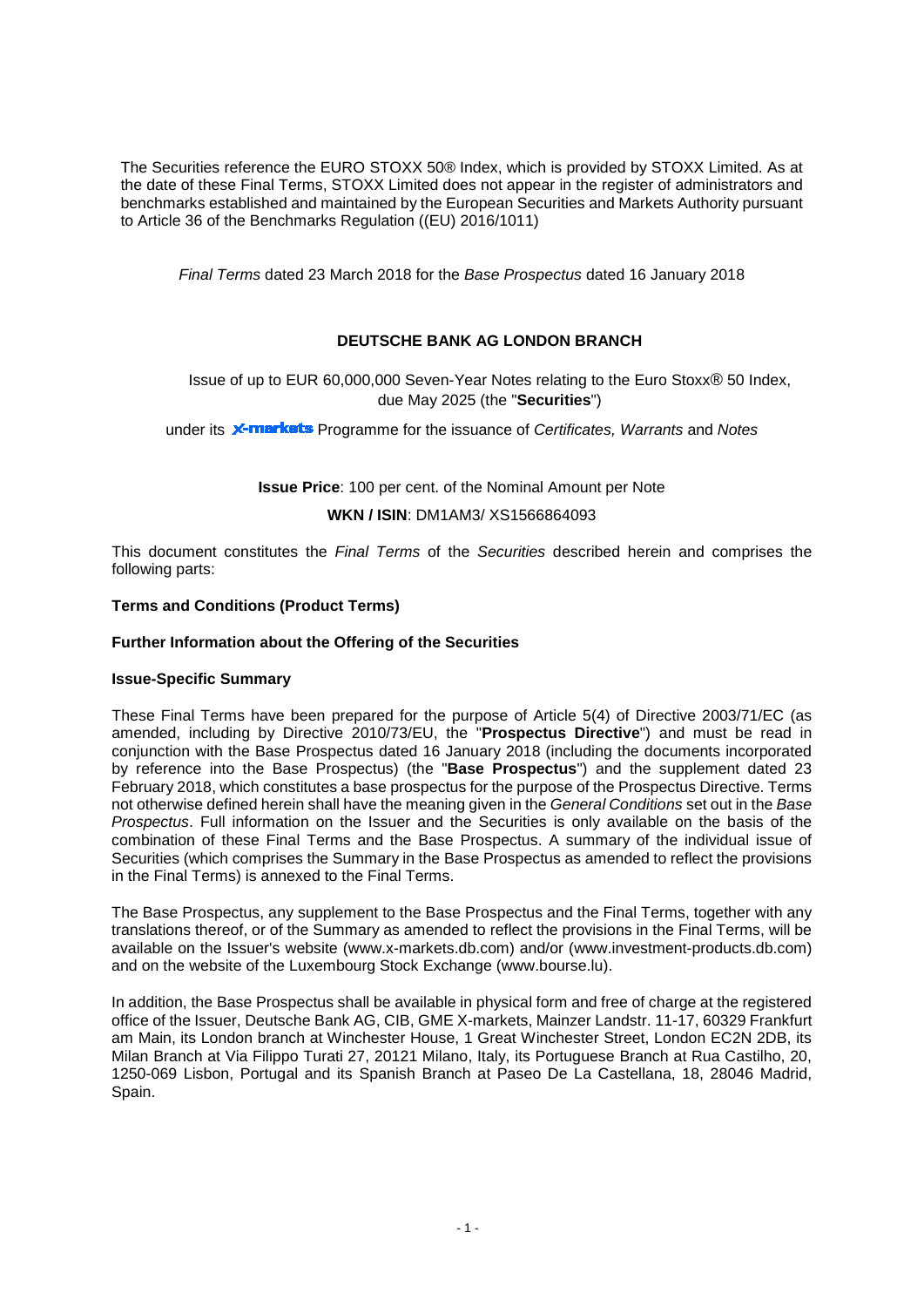The Securities reference the EURO STOXX 50® Index, which is provided by STOXX Limited. As at the date of these Final Terms, STOXX Limited does not appear in the register of administrators and benchmarks established and maintained by the European Securities and Markets Authority pursuant to Article 36 of the Benchmarks Regulation ((EU) 2016/1011)

*Final Terms* dated 23 March 2018 for the *Base Prospectus* dated 16 January 2018

**DEUTSCHE BANK AG LONDON BRANCH**

Issue of up to EUR 60,000,000 Seven-Year Notes relating to the Euro Stoxx® 50 Index, due May 2025 (the "**Securities**")

under its X-markets Programme for the issuance of *Certificates, Warrants* and *Notes*

**Issue Price**: 100 per cent. of the Nominal Amount per Note

**WKN / ISIN**: DM1AM3/ XS1566864093

This document constitutes the *Final Terms* of the *Securities* described herein and comprises the following parts:

**Terms and Conditions (Product Terms)**

**Further Information about the Offering of the Securities**

**Issue-Specific Summary**

These Final Terms have been prepared for the purpose of Article 5(4) of Directive 2003/71/EC (as amended, including by Directive 2010/73/EU, the "**Prospectus Directive**") and must be read in conjunction with the Base Prospectus dated 16 January 2018 (including the documents incorporated by reference into the Base Prospectus) (the "**Base Prospectus**") and the supplement dated 23 February 2018, which constitutes a base prospectus for the purpose of the Prospectus Directive. Terms not otherwise defined herein shall have the meaning given in the *General Conditions* set out in the *Base Prospectus*. Full information on the Issuer and the Securities is only available on the basis of the combination of these Final Terms and the Base Prospectus. A summary of the individual issue of Securities (which comprises the Summary in the Base Prospectus as amended to reflect the provisions in the Final Terms) is annexed to the Final Terms.

The Base Prospectus, any supplement to the Base Prospectus and the Final Terms, together with any translations thereof, or of the Summary as amended to reflect the provisions in the Final Terms, will be available on the Issuer's website (www.x-markets.db.com) and/or (www.investment-products.db.com) and on the website of the Luxembourg Stock Exchange (www.bourse.lu).

In addition, the Base Prospectus shall be available in physical form and free of charge at the registered office of the Issuer, Deutsche Bank AG, CIB, GME X-markets, Mainzer Landstr. 11-17, 60329 Frankfurt am Main, its London branch at Winchester House, 1 Great Winchester Street, London EC2N 2DB, its Milan Branch at Via Filippo Turati 27, 20121 Milano, Italy, its Portuguese Branch at Rua Castilho, 20, 1250-069 Lisbon, Portugal and its Spanish Branch at Paseo De La Castellana, 18, 28046 Madrid, Spain.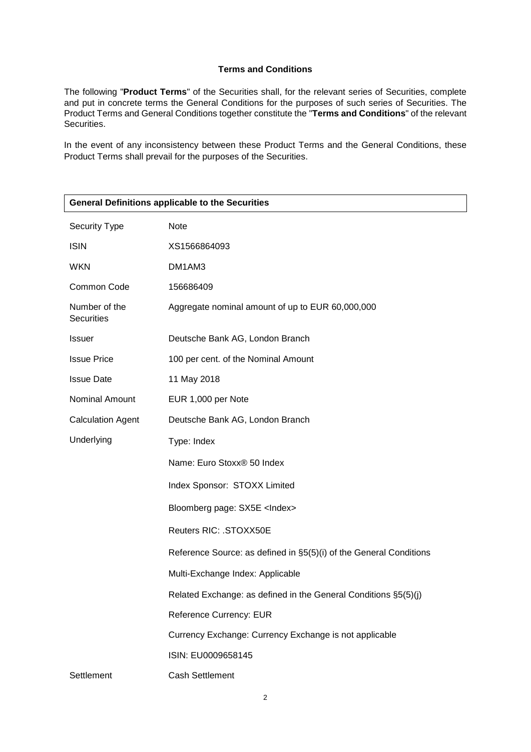## Terms and Conditions

The following "**Product Terms**" of the Securities shall, for the relevant series of Securities, complete and put in concrete terms the General Conditions for the purposes of such series of Securities. The Product Terms and General Conditions together constitute the "**Terms and Conditions**" of the relevant Securities.

In the event of any inconsistency between these Product Terms and the General Conditions, these Product Terms shall prevail for the purposes of the Securities.

| **General Definitions applicable to the Securities** | |
|---|---|
| Security Type | Note |
| ISIN | XS1566864093 |
| WKN | DM1AM3 |
| Common Code | 156686409 |
| Number of the Securities | Aggregate nominal amount of up to EUR 60,000,000 |
| Issuer | Deutsche Bank AG, London Branch |
| Issue Price | 100 per cent. of the Nominal Amount |
| Issue Date | 11 May 2018 |
| Nominal Amount | EUR 1,000 per Note |
| Calculation Agent | Deutsche Bank AG, London Branch |
| Underlying | Type: Index |
| | Name: Euro Stoxx® 50 Index |
| | Index Sponsor: STOXX Limited |
| | Bloomberg page: SX5E <Index> |
| | Reuters RIC: .STOXX50E |
| | Reference Source: as defined in §5(5)(i) of the General Conditions |
| | Multi-Exchange Index: Applicable |
| | Related Exchange: as defined in the General Conditions §5(5)(j) |
| | Reference Currency: EUR |
| | Currency Exchange: Currency Exchange is not applicable |
| | ISIN: EU0009658145 |
| Settlement | Cash Settlement |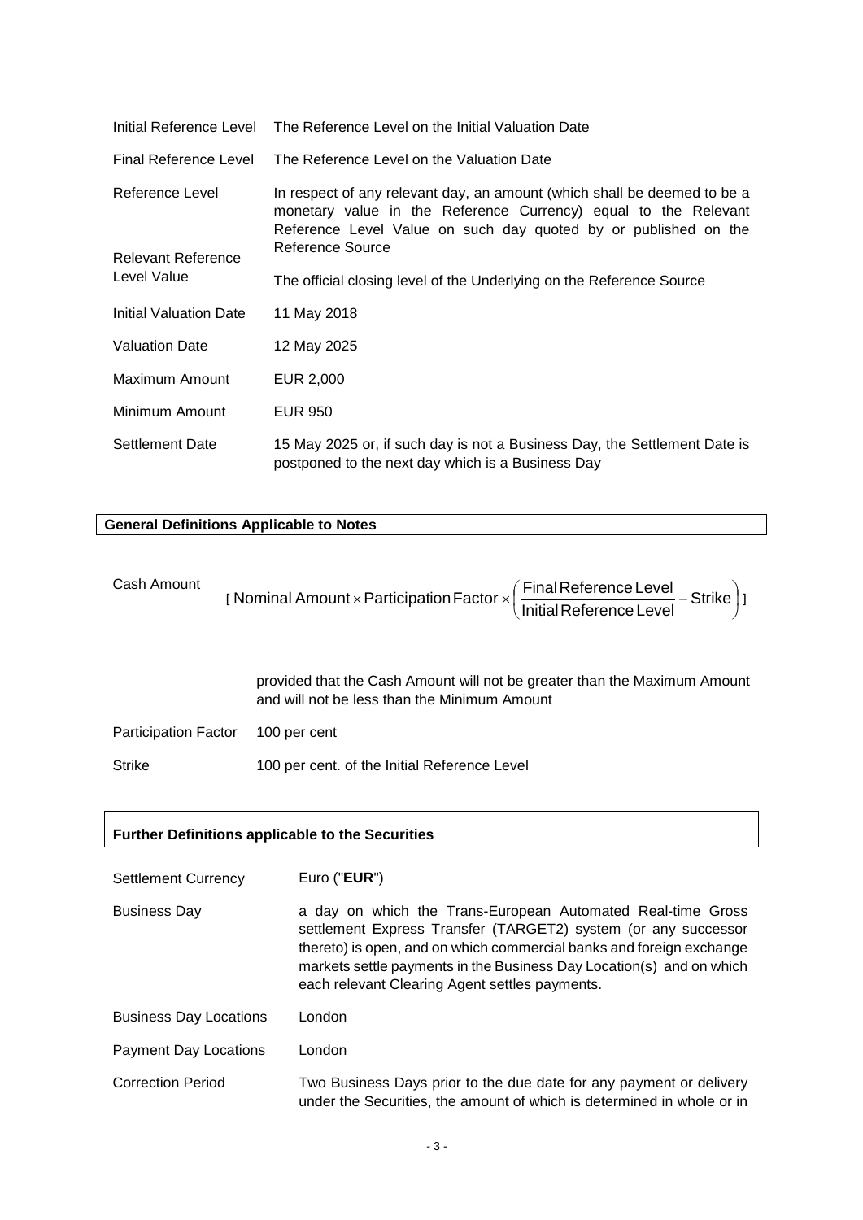| | |
|---|---|
| Initial Reference Level | The Reference Level on the Initial Valuation Date |
| Final Reference Level | The Reference Level on the Valuation Date |
| Reference Level | In respect of any relevant day, an amount (which shall be deemed to be a monetary value in the Reference Currency) equal to the Relevant Reference Level Value on such day quoted by or published on the Reference Source |
| Relevant Reference Level Value | The official closing level of the Underlying on the Reference Source |
| Initial Valuation Date | 11 May 2018 |
| Valuation Date | 12 May 2025 |
| Maximum Amount | EUR 2,000 |
| Minimum Amount | EUR 950 |
| Settlement Date | 15 May 2025 or, if such day is not a Business Day, the Settlement Date is postponed to the next day which is a Business Day |

**General Definitions Applicable to Notes**

| | |
|---|---|
| Cash Amount | $[\text{Nominal Amount} \times \text{Participation Factor} \times \left( \frac{\text{Final Reference Level}}{\text{Initial Reference Level}} - \text{Strike} \right)]$<br><br>provided that the Cash Amount will not be greater than the Maximum Amount and will not be less than the Minimum Amount |
| Participation Factor | 100 per cent |
| Strike | 100 per cent. of the Initial Reference Level |

**Further Definitions applicable to the Securities**

| | |
|---|---|
| Settlement Currency | Euro ("**EUR**") |
| Business Day | a day on which the Trans-European Automated Real-time Gross settlement Express Transfer (TARGET2) system (or any successor thereto) is open, and on which commercial banks and foreign exchange markets settle payments in the Business Day Location(s) and on which each relevant Clearing Agent settles payments. |
| Business Day Locations | London |
| Payment Day Locations | London |
| Correction Period | Two Business Days prior to the due date for any payment or delivery under the Securities, the amount of which is determined in whole or in |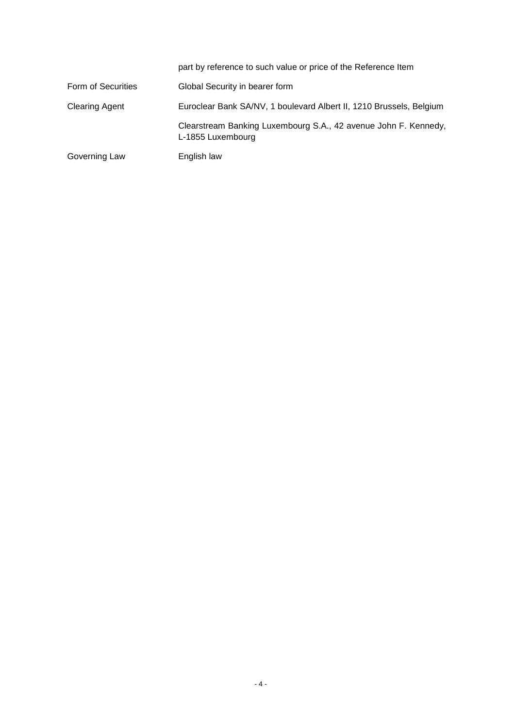| | |
|---|---|
| | part by reference to such value or price of the Reference Item |
| Form of Securities | Global Security in bearer form |
| Clearing Agent | Euroclear Bank SA/NV, 1 boulevard Albert II, 1210 Brussels, Belgium |
| | Clearstream Banking Luxembourg S.A., 42 avenue John F. Kennedy, L-1855 Luxembourg |
| Governing Law | English law |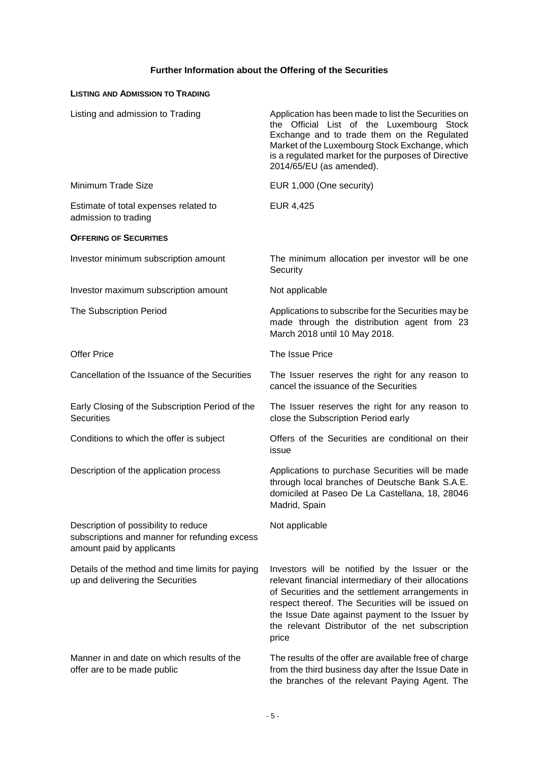# Further Information about the Offering of the Securities

**LISTING AND ADMISSION TO TRADING**

| | |
|---|---|
| Listing and admission to Trading | Application has been made to list the Securities on the Official List of the Luxembourg Stock Exchange and to trade them on the Regulated Market of the Luxembourg Stock Exchange, which is a regulated market for the purposes of Directive 2014/65/EU (as amended). |
| Minimum Trade Size | EUR 1,000 (One security) |
| Estimate of total expenses related to admission to trading | EUR 4,425 |

**OFFERING OF SECURITIES**

| | |
|---|---|
| Investor minimum subscription amount | The minimum allocation per investor will be one Security |
| Investor maximum subscription amount | Not applicable |
| The Subscription Period | Applications to subscribe for the Securities may be made through the distribution agent from 23 March 2018 until 10 May 2018. |
| Offer Price | The Issue Price |
| Cancellation of the Issuance of the Securities | The Issuer reserves the right for any reason to cancel the issuance of the Securities |
| Early Closing of the Subscription Period of the Securities | The Issuer reserves the right for any reason to close the Subscription Period early |
| Conditions to which the offer is subject | Offers of the Securities are conditional on their issue |
| Description of the application process | Applications to purchase Securities will be made through local branches of Deutsche Bank S.A.E. domiciled at Paseo De La Castellana, 18, 28046 Madrid, Spain |
| Description of possibility to reduce subscriptions and manner for refunding excess amount paid by applicants | Not applicable |
| Details of the method and time limits for paying up and delivering the Securities | Investors will be notified by the Issuer or the relevant financial intermediary of their allocations of Securities and the settlement arrangements in respect thereof. The Securities will be issued on the Issue Date against payment to the Issuer by the relevant Distributor of the net subscription price |
| Manner in and date on which results of the offer are to be made public | The results of the offer are available free of charge from the third business day after the Issue Date in the branches of the relevant Paying Agent. The |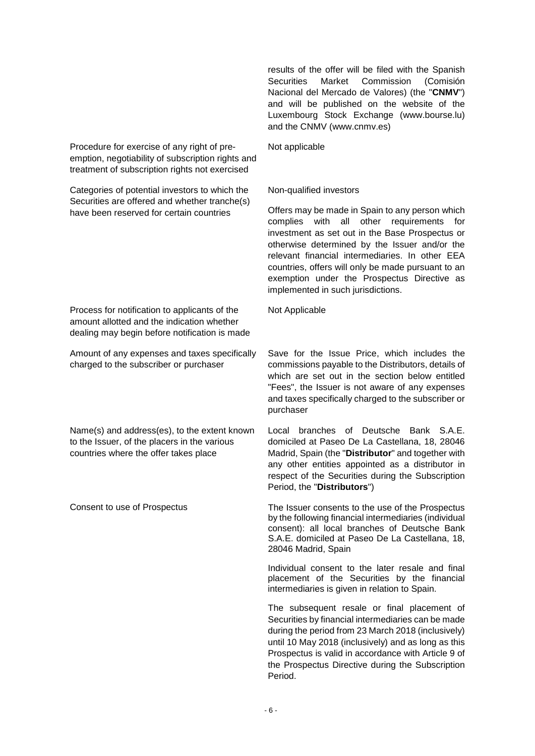| | |
|---|---|
| | results of the offer will be filed with the Spanish Securities Market Commission (Comisión Nacional del Mercado de Valores) (the "**CNMV**") and will be published on the website of the Luxembourg Stock Exchange (www.bourse.lu) and the CNMV (www.cnmv.es) |
| Procedure for exercise of any right of pre-emption, negotiability of subscription rights and treatment of subscription rights not exercised | Not applicable |
| Categories of potential investors to which the Securities are offered and whether tranche(s) have been reserved for certain countries | Non-qualified investors<br><br>Offers may be made in Spain to any person which complies with all other requirements for investment as set out in the Base Prospectus or otherwise determined by the Issuer and/or the relevant financial intermediaries. In other EEA countries, offers will only be made pursuant to an exemption under the Prospectus Directive as implemented in such jurisdictions. |
| Process for notification to applicants of the amount allotted and the indication whether dealing may begin before notification is made | Not Applicable |
| Amount of any expenses and taxes specifically charged to the subscriber or purchaser | Save for the Issue Price, which includes the commissions payable to the Distributors, details of which are set out in the section below entitled "Fees", the Issuer is not aware of any expenses and taxes specifically charged to the subscriber or purchaser |
| Name(s) and address(es), to the extent known to the Issuer, of the placers in the various countries where the offer takes place | Local branches of Deutsche Bank S.A.E. domiciled at Paseo De La Castellana, 18, 28046 Madrid, Spain (the "**Distributor**" and together with any other entities appointed as a distributor in respect of the Securities during the Subscription Period, the "**Distributors**") |
| Consent to use of Prospectus | The Issuer consents to the use of the Prospectus by the following financial intermediaries (individual consent): all local branches of Deutsche Bank S.A.E. domiciled at Paseo De La Castellana, 18, 28046 Madrid, Spain<br><br>Individual consent to the later resale and final placement of the Securities by the financial intermediaries is given in relation to Spain.<br><br>The subsequent resale or final placement of Securities by financial intermediaries can be made during the period from 23 March 2018 (inclusively) until 10 May 2018 (inclusively) and as long as this Prospectus is valid in accordance with Article 9 of the Prospectus Directive during the Subscription Period. |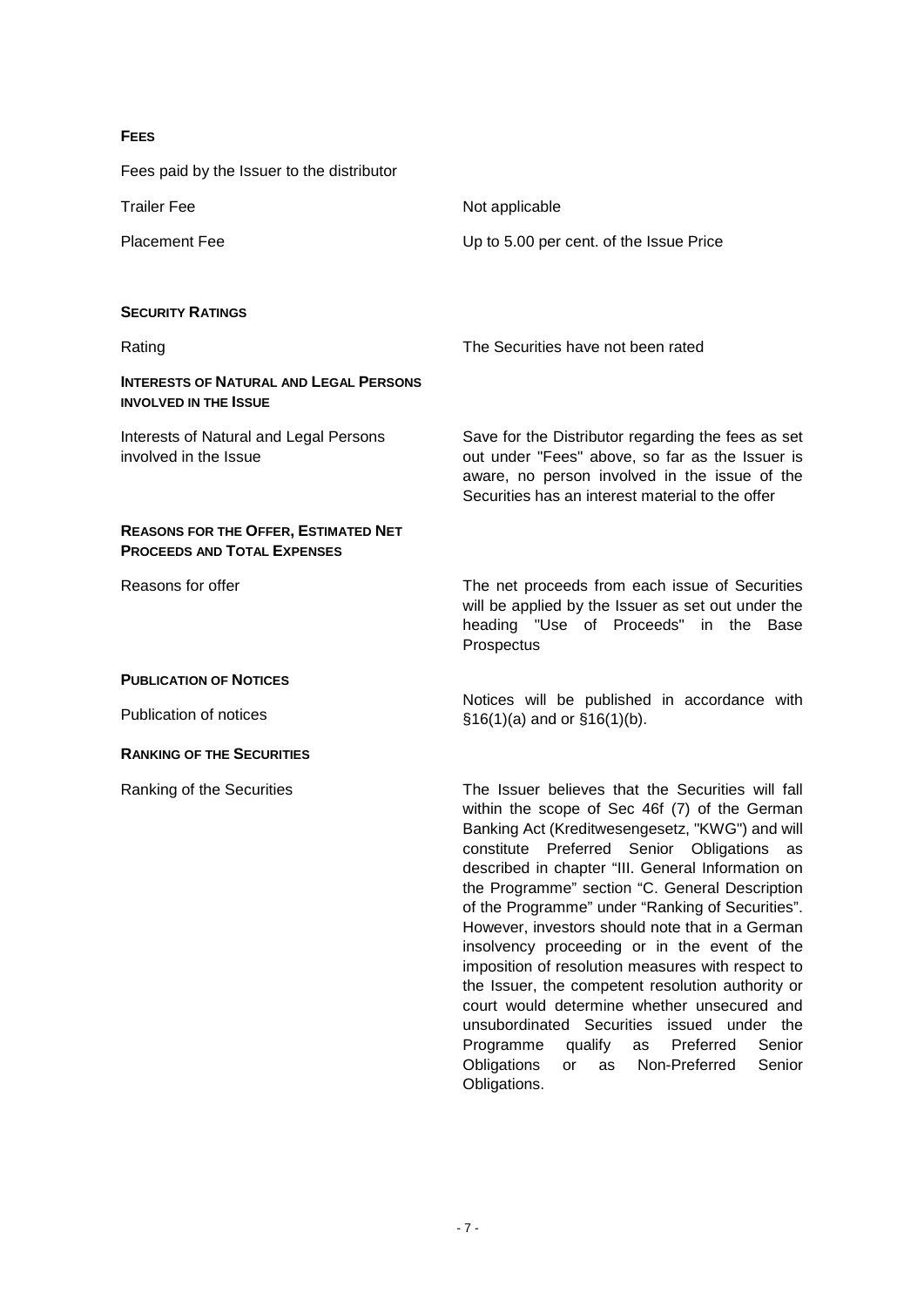**FEES**

| | |
|---|---|
| Fees paid by the Issuer to the distributor | |
| Trailer Fee | Not applicable |
| Placement Fee | Up to 5.00 per cent. of the Issue Price |

**SECURITY RATINGS**

| | |
|---|---|
| Rating | The Securities have not been rated |

**INTERESTS OF NATURAL AND LEGAL PERSONS INVOLVED IN THE ISSUE**

| | |
|---|---|
| Interests of Natural and Legal Persons involved in the Issue | Save for the Distributor regarding the fees as set out under "Fees" above, so far as the Issuer is aware, no person involved in the issue of the Securities has an interest material to the offer |

**REASONS FOR THE OFFER, ESTIMATED NET PROCEEDS AND TOTAL EXPENSES**

| | |
|---|---|
| Reasons for offer | The net proceeds from each issue of Securities will be applied by the Issuer as set out under the heading "Use of Proceeds" in the Base Prospectus |

**PUBLICATION OF NOTICES**

| | |
|---|---|
| Publication of notices | Notices will be published in accordance with §16(1)(a) and or §16(1)(b). |

**RANKING OF THE SECURITIES**

| | |
|---|---|
| Ranking of the Securities | The Issuer believes that the Securities will fall within the scope of Sec 46f (7) of the German Banking Act (Kreditwesengesetz, "KWG") and will constitute Preferred Senior Obligations as described in chapter "III. General Information on the Programme" section "C. General Description of the Programme" under "Ranking of Securities". However, investors should note that in a German insolvency proceeding or in the event of the imposition of resolution measures with respect to the Issuer, the competent resolution authority or court would determine whether unsecured and unsubordinated Securities issued under the Programme qualify as Preferred Senior Obligations or as Non-Preferred Senior Obligations. |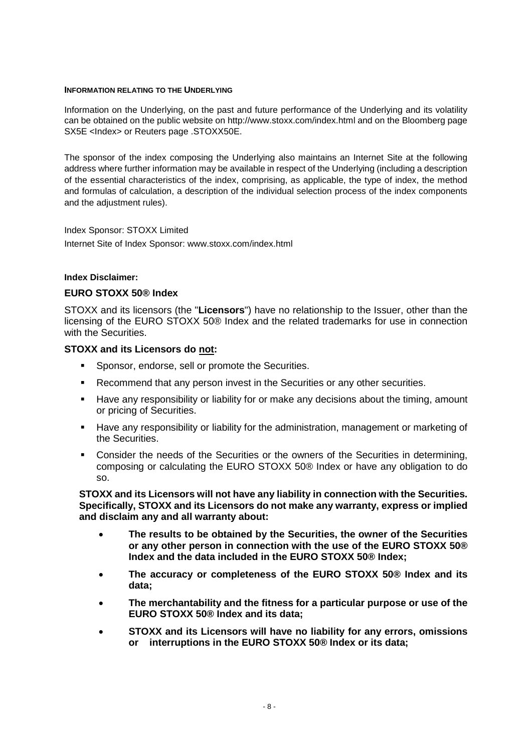#### INFORMATION RELATING TO THE UNDERLYING

Information on the Underlying, on the past and future performance of the Underlying and its volatility can be obtained on the public website on http://www.stoxx.com/index.html and on the Bloomberg page SX5E <Index> or Reuters page .STOXX50E.

The sponsor of the index composing the Underlying also maintains an Internet Site at the following address where further information may be available in respect of the Underlying (including a description of the essential characteristics of the index, comprising, as applicable, the type of index, the method and formulas of calculation, a description of the individual selection process of the index components and the adjustment rules).

Index Sponsor: STOXX Limited

Internet Site of Index Sponsor: www.stoxx.com/index.html

**Index Disclaimer:**

### EURO STOXX 50® Index

STOXX and its licensors (the "**Licensors**") have no relationship to the Issuer, other than the licensing of the EURO STOXX 50® Index and the related trademarks for use in connection with the Securities.

**STOXX and its Licensors do <u>not</u>:**

- Sponsor, endorse, sell or promote the Securities.
- Recommend that any person invest in the Securities or any other securities.
- Have any responsibility or liability for or make any decisions about the timing, amount or pricing of Securities.
- Have any responsibility or liability for the administration, management or marketing of the Securities.
- Consider the needs of the Securities or the owners of the Securities in determining, composing or calculating the EURO STOXX 50® Index or have any obligation to do so.

**STOXX and its Licensors will not have any liability in connection with the Securities. Specifically, STOXX and its Licensors do not make any warranty, express or implied and disclaim any and all warranty about:**

- **The results to be obtained by the Securities, the owner of the Securities or any other person in connection with the use of the EURO STOXX 50® Index and the data included in the EURO STOXX 50® Index;**
- **The accuracy or completeness of the EURO STOXX 50® Index and its data;**
- **The merchantability and the fitness for a particular purpose or use of the EURO STOXX 50® Index and its data;**
- **STOXX and its Licensors will have no liability for any errors, omissions or interruptions in the EURO STOXX 50® Index or its data;**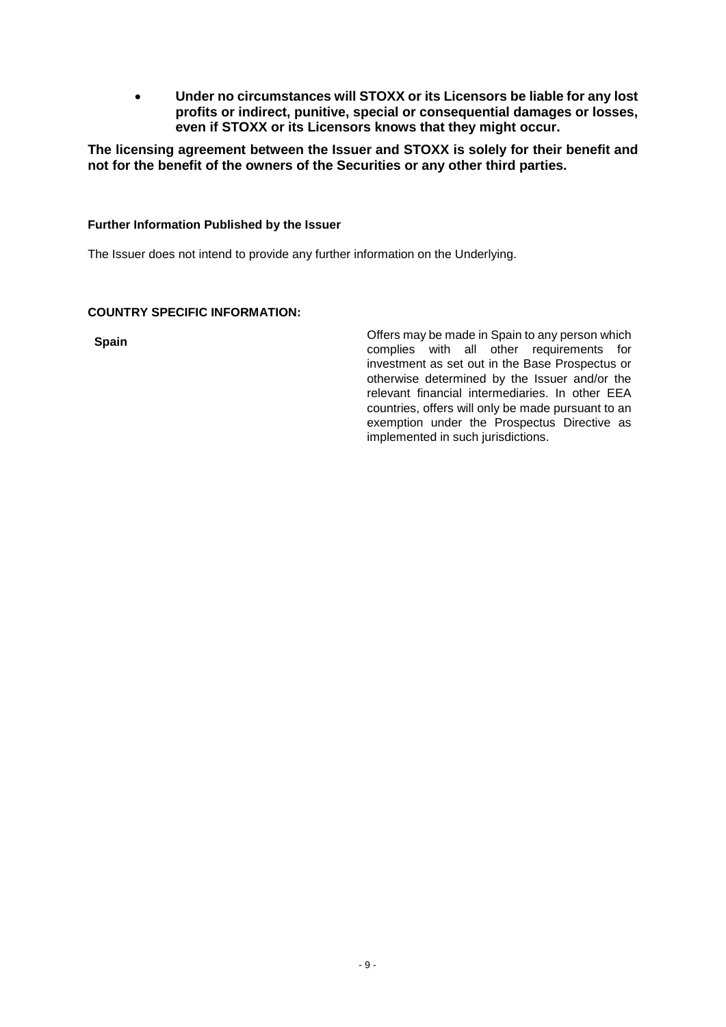- **Under no circumstances will STOXX or its Licensors be liable for any lost profits or indirect, punitive, special or consequential damages or losses, even if STOXX or its Licensors knows that they might occur.**

**The licensing agreement between the Issuer and STOXX is solely for their benefit and not for the benefit of the owners of the Securities or any other third parties.**

**Further Information Published by the Issuer**

The Issuer does not intend to provide any further information on the Underlying.

**COUNTRY SPECIFIC INFORMATION:**

| | |
|---|---|
| **Spain** | Offers may be made in Spain to any person which complies with all other requirements for investment as set out in the Base Prospectus or otherwise determined by the Issuer and/or the relevant financial intermediaries. In other EEA countries, offers will only be made pursuant to an exemption under the Prospectus Directive as implemented in such jurisdictions. |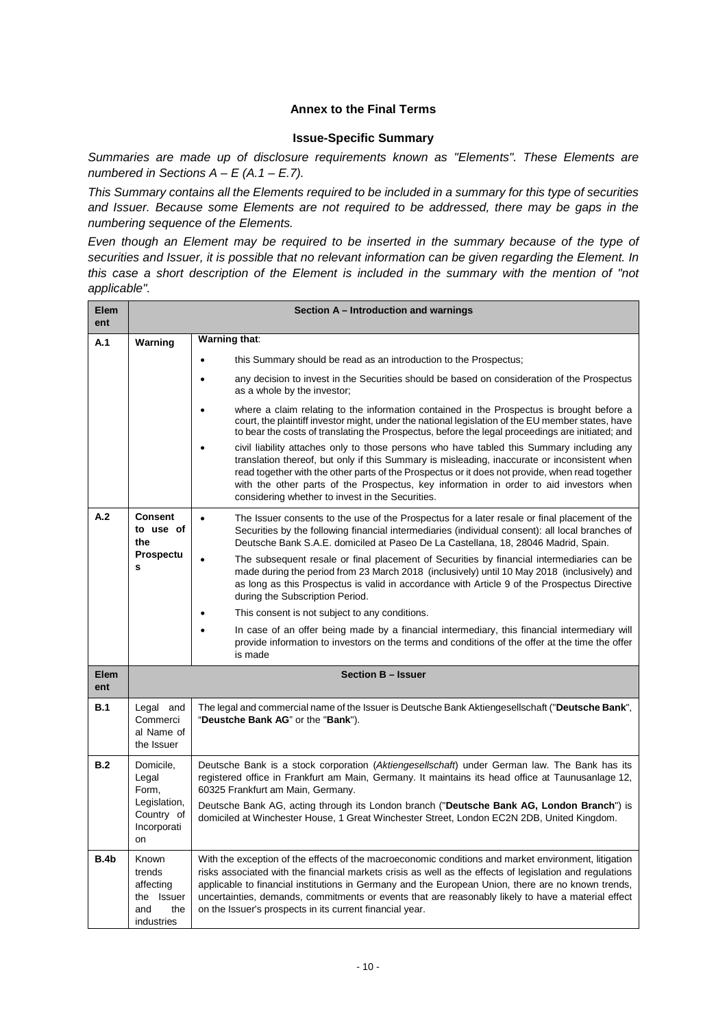## Annex to the Final Terms

### Issue-Specific Summary

*Summaries are made up of disclosure requirements known as "Elements". These Elements are numbered in Sections A – E (A.1 – E.7).*

*This Summary contains all the Elements required to be included in a summary for this type of securities and Issuer. Because some Elements are not required to be addressed, there may be gaps in the numbering sequence of the Elements.*

*Even though an Element may be required to be inserted in the summary because of the type of securities and Issuer, it is possible that no relevant information can be given regarding the Element. In this case a short description of the Element is included in the summary with the mention of "not applicable".*

| Element | Section A – Introduction and warnings | |
|---|---|---|
| A.1 | Warning | **Warning that**:<br>• this Summary should be read as an introduction to the Prospectus;<br>• any decision to invest in the Securities should be based on consideration of the Prospectus as a whole by the investor;<br>• where a claim relating to the information contained in the Prospectus is brought before a court, the plaintiff investor might, under the national legislation of the EU member states, have to bear the costs of translating the Prospectus, before the legal proceedings are initiated; and<br>• civil liability attaches only to those persons who have tabled this Summary including any translation thereof, but only if this Summary is misleading, inaccurate or inconsistent when read together with the other parts of the Prospectus or it does not provide, when read together with the other parts of the Prospectus, key information in order to aid investors when considering whether to invest in the Securities. |
| A.2 | **Consent to use of the Prospectus** | • The Issuer consents to the use of the Prospectus for a later resale or final placement of the Securities by the following financial intermediaries (individual consent): all local branches of Deutsche Bank S.A.E. domiciled at Paseo De La Castellana, 18, 28046 Madrid, Spain.<br>• The subsequent resale or final placement of Securities by financial intermediaries can be made during the period from 23 March 2018 (inclusively) until 10 May 2018 (inclusively) and as long as this Prospectus is valid in accordance with Article 9 of the Prospectus Directive during the Subscription Period.<br>• This consent is not subject to any conditions.<br>• In case of an offer being made by a financial intermediary, this financial intermediary will provide information to investors on the terms and conditions of the offer at the time the offer is made |
| **Element** | **Section B – Issuer** | |
| B.1 | Legal and Commercial Name of the Issuer | The legal and commercial name of the Issuer is Deutsche Bank Aktiengesellschaft ("**Deutsche Bank**", "**Deutsche Bank AG**" or the "**Bank**"). |
| B.2 | Domicile, Legal Form, Legislation, Country of Incorporation | Deutsche Bank is a stock corporation (*Aktiengesellschaft*) under German law. The Bank has its registered office in Frankfurt am Main, Germany. It maintains its head office at Taunusanlage 12, 60325 Frankfurt am Main, Germany.<br>Deutsche Bank AG, acting through its London branch ("**Deutsche Bank AG, London Branch**") is domiciled at Winchester House, 1 Great Winchester Street, London EC2N 2DB, United Kingdom. |
| B.4b | Known trends affecting the Issuer and the industries | With the exception of the effects of the macroeconomic conditions and market environment, litigation risks associated with the financial markets crisis as well as the effects of legislation and regulations applicable to financial institutions in Germany and the European Union, there are no known trends, uncertainties, demands, commitments or events that are reasonably likely to have a material effect on the Issuer's prospects in its current financial year. |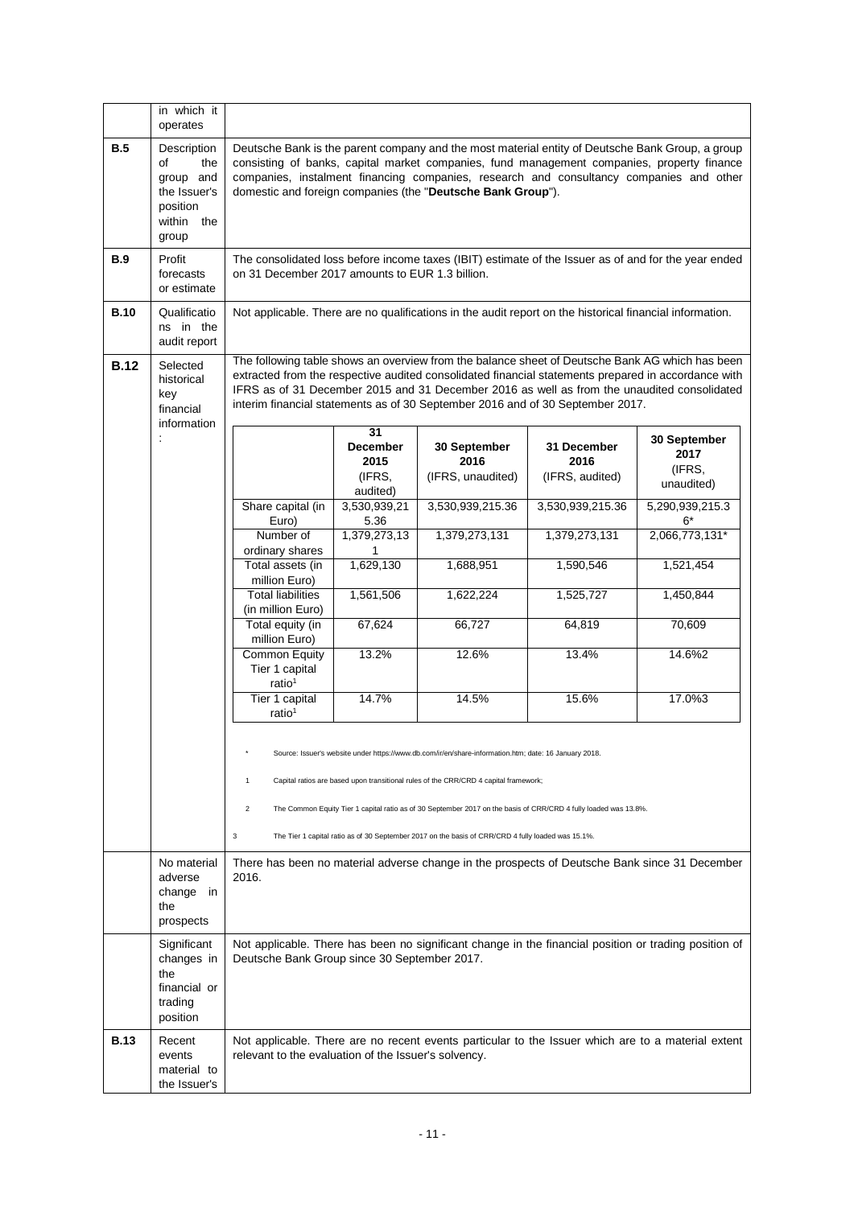| | | |
|---|---|---|
| | in which it operates | |
| **B.5** | Description of the group and the Issuer's position within the group | Deutsche Bank is the parent company and the most material entity of Deutsche Bank Group, a group consisting of banks, capital market companies, fund management companies, property finance companies, instalment financing companies, research and consultancy companies and other domestic and foreign companies (the "**Deutsche Bank Group**"). |
| **B.9** | Profit forecasts or estimate | The consolidated loss before income taxes (IBIT) estimate of the Issuer as of and for the year ended on 31 December 2017 amounts to EUR 1.3 billion. |
| **B.10** | Qualifications in the audit report | Not applicable. There are no qualifications in the audit report on the historical financial information. |
| **B.12** | Selected historical key financial information: | The following table shows an overview from the balance sheet of Deutsche Bank AG which has been extracted from the respective audited consolidated financial statements prepared in accordance with IFRS as of 31 December 2015 and 31 December 2016 as well as from the unaudited consolidated interim financial statements as of 30 September 2016 and of 30 September 2017. |

| | **31 December 2015** (IFRS, audited) | **30 September 2016** (IFRS, unaudited) | **31 December 2016** (IFRS, audited) | **30 September 2017** (IFRS, unaudited) |
|---|---|---|---|---|
| Share capital (in Euro) | 3,530,939,215.36 | 3,530,939,215.36 | 3,530,939,215.36 | 5,290,939,215.36* |
| Number of ordinary shares | 1,379,273,131 | 1,379,273,131 | 1,379,273,131 | 2,066,773,131* |
| Total assets (in million Euro) | 1,629,130 | 1,688,951 | 1,590,546 | 1,521,454 |
| Total liabilities (in million Euro) | 1,561,506 | 1,622,224 | 1,525,727 | 1,450,844 |
| Total equity (in million Euro) | 67,624 | 66,727 | 64,819 | 70,609 |
| Common Equity Tier 1 capital ratio[1] | 13.2% | 12.6% | 13.4% | 14.6%[2] |
| Tier 1 capital ratio[1] | 14.7% | 14.5% | 15.6% | 17.0%[3] |

\* Source: Issuer's website under https://www.db.com/ir/en/share-information.htm; date: 16 January 2018.

1 Capital ratios are based upon transitional rules of the CRR/CRD 4 capital framework;

2 The Common Equity Tier 1 capital ratio as of 30 September 2017 on the basis of CRR/CRD 4 fully loaded was 13.8%.

3 The Tier 1 capital ratio as of 30 September 2017 on the basis of CRR/CRD 4 fully loaded was 15.1%.

| | | |
|---|---|---|
| | No material adverse change in the prospects | There has been no material adverse change in the prospects of Deutsche Bank since 31 December 2016. |
| | Significant changes in the financial or trading position | Not applicable. There has been no significant change in the financial position or trading position of Deutsche Bank Group since 30 September 2017. |
| **B.13** | Recent events material to the Issuer's | Not applicable. There are no recent events particular to the Issuer which are to a material extent relevant to the evaluation of the Issuer's solvency. |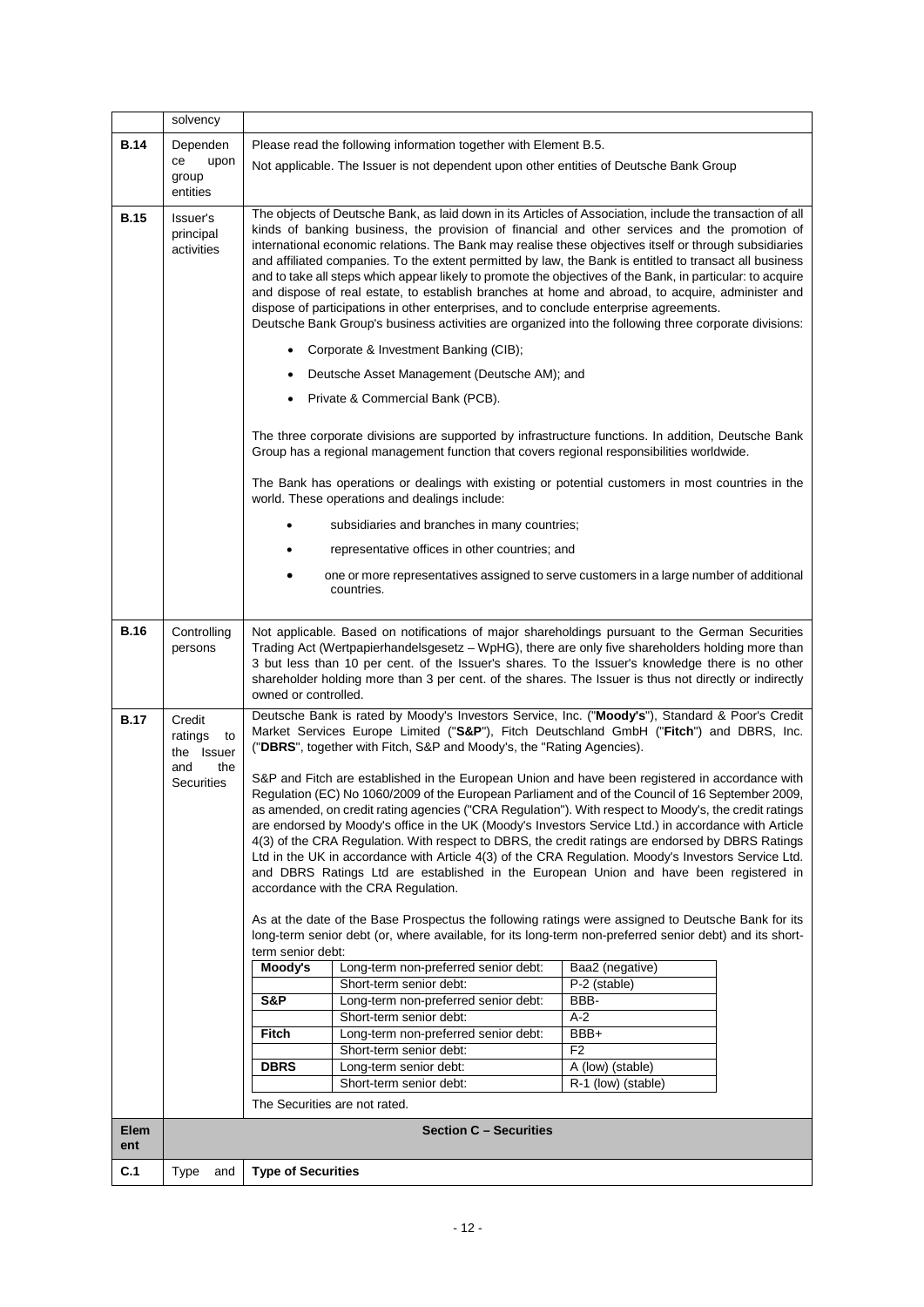| | | |
|---|---|---|
| | solvency | |
| **B.14** | Dependence upon group entities | Please read the following information together with Element B.5.<br><br>Not applicable. The Issuer is not dependent upon other entities of Deutsche Bank Group |
| **B.15** | Issuer's principal activities | The objects of Deutsche Bank, as laid down in its Articles of Association, include the transaction of all kinds of banking business, the provision of financial and other services and the promotion of international economic relations. The Bank may realise these objectives itself or through subsidiaries and affiliated companies. To the extent permitted by law, the Bank is entitled to transact all business and to take all steps which appear likely to promote the objectives of the Bank, in particular: to acquire and dispose of real estate, to establish branches at home and abroad, to acquire, administer and dispose of participations in other enterprises, and to conclude enterprise agreements.<br>Deutsche Bank Group's business activities are organized into the following three corporate divisions:<br><br>• Corporate & Investment Banking (CIB);<br>• Deutsche Asset Management (Deutsche AM); and<br>• Private & Commercial Bank (PCB).<br><br>The three corporate divisions are supported by infrastructure functions. In addition, Deutsche Bank Group has a regional management function that covers regional responsibilities worldwide.<br><br>The Bank has operations or dealings with existing or potential customers in most countries in the world. These operations and dealings include:<br><br>• subsidiaries and branches in many countries;<br>• representative offices in other countries; and<br>• one or more representatives assigned to serve customers in a large number of additional countries. |
| **B.16** | Controlling persons | Not applicable. Based on notifications of major shareholdings pursuant to the German Securities Trading Act (Wertpapierhandelsgesetz – WpHG), there are only five shareholders holding more than 3 but less than 10 per cent. of the Issuer's shares. To the Issuer's knowledge there is no other shareholder holding more than 3 per cent. of the shares. The Issuer is thus not directly or indirectly owned or controlled. |
| **B.17** | Credit ratings to the Issuer and the Securities | Deutsche Bank is rated by Moody's Investors Service, Inc. ("**Moody's**"), Standard & Poor's Credit Market Services Europe Limited ("**S&P**"), Fitch Deutschland GmbH ("**Fitch**") and DBRS, Inc. ("**DBRS**", together with Fitch, S&P and Moody's, the "Rating Agencies).<br><br>S&P and Fitch are established in the European Union and have been registered in accordance with Regulation (EC) No 1060/2009 of the European Parliament and of the Council of 16 September 2009, as amended, on credit rating agencies ("CRA Regulation"). With respect to Moody's, the credit ratings are endorsed by Moody's office in the UK (Moody's Investors Service Ltd.) in accordance with Article 4(3) of the CRA Regulation. With respect to DBRS, the credit ratings are endorsed by DBRS Ratings Ltd in the UK in accordance with Article 4(3) of the CRA Regulation. Moody's Investors Service Ltd. and DBRS Ratings Ltd are established in the European Union and have been registered in accordance with the CRA Regulation.<br><br>As at the date of the Base Prospectus the following ratings were assigned to Deutsche Bank for its long-term senior debt (or, where available, for its long-term non-preferred senior debt) and its short-term senior debt:<br><br>**Moody's** — Long-term non-preferred senior debt: Baa2 (negative)<br>Short-term senior debt: P-2 (stable)<br>**S&P** — Long-term non-preferred senior debt: BBB-<br>Short-term senior debt: A-2<br>**Fitch** — Long-term non-preferred senior debt: BBB+<br>Short-term senior debt: F2<br>**DBRS** — Long-term senior debt: A (low) (stable)<br>Short-term senior debt: R-1 (low) (stable)<br><br>The Securities are not rated. |
| **Element** | | **Section C – Securities** |
| **C.1** | Type and | **Type of Securities** |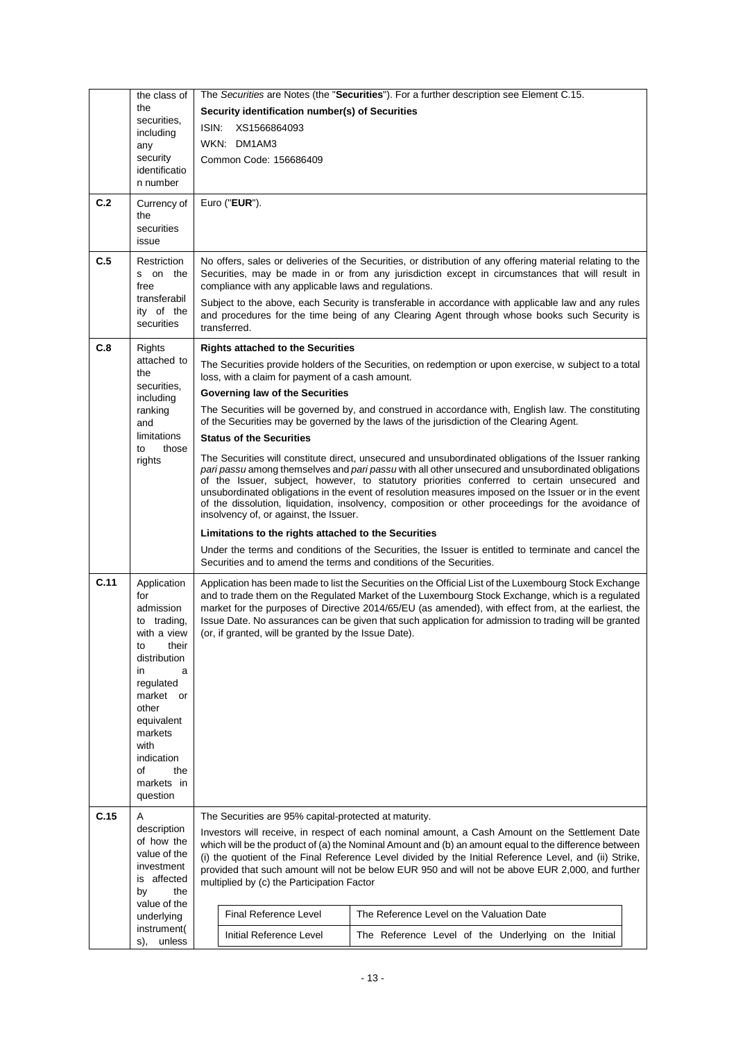| | | |
|---|---|---|
| | the class of the securities, including any security identification number | The *Securities* are Notes (the "**Securities**"). For a further description see Element C.15.<br>**Security identification number(s) of Securities**<br>ISIN: XS1566864093<br>WKN: DM1AM3<br>Common Code: 156686409 |
| **C.2** | Currency of the securities issue | Euro ("**EUR**"). |
| **C.5** | Restrictions on the free transferability of the securities | No offers, sales or deliveries of the Securities, or distribution of any offering material relating to the Securities, may be made in or from any jurisdiction except in circumstances that will result in compliance with any applicable laws and regulations.<br>Subject to the above, each Security is transferable in accordance with applicable law and any rules and procedures for the time being of any Clearing Agent through whose books such Security is transferred. |
| **C.8** | Rights attached to the securities, including ranking and limitations to those rights | **Rights attached to the Securities**<br>The Securities provide holders of the Securities, on redemption or upon exercise, w subject to a total loss, with a claim for payment of a cash amount.<br>**Governing law of the Securities**<br>The Securities will be governed by, and construed in accordance with, English law. The constituting of the Securities may be governed by the laws of the jurisdiction of the Clearing Agent.<br>**Status of the Securities**<br>The Securities will constitute direct, unsecured and unsubordinated obligations of the Issuer ranking *pari passu* among themselves and *pari passu* with all other unsecured and unsubordinated obligations of the Issuer, subject, however, to statutory priorities conferred to certain unsecured and unsubordinated obligations in the event of resolution measures imposed on the Issuer or in the event of the dissolution, liquidation, insolvency, composition or other proceedings for the avoidance of insolvency of, or against, the Issuer.<br>**Limitations to the rights attached to the Securities**<br>Under the terms and conditions of the Securities, the Issuer is entitled to terminate and cancel the Securities and to amend the terms and conditions of the Securities. |
| **C.11** | Application for admission to trading, with a view to their distribution in a regulated market or other equivalent markets with indication of the markets in question | Application has been made to list the Securities on the Official List of the Luxembourg Stock Exchange and to trade them on the Regulated Market of the Luxembourg Stock Exchange, which is a regulated market for the purposes of Directive 2014/65/EU (as amended), with effect from, at the earliest, the Issue Date. No assurances can be given that such application for admission to trading will be granted (or, if granted, will be granted by the Issue Date). |
| **C.15** | A description of how the value of the investment is affected by the value of the underlying instrument(s), unless | The Securities are 95% capital-protected at maturity.<br>Investors will receive, in respect of each nominal amount, a Cash Amount on the Settlement Date which will be the product of (a) the Nominal Amount and (b) an amount equal to the difference between (i) the quotient of the Final Reference Level divided by the Initial Reference Level, and (ii) Strike, provided that such amount will not be below EUR 950 and will not be above EUR 2,000, and further multiplied by (c) the Participation Factor<br><br>Final Reference Level: The Reference Level on the Valuation Date<br>Initial Reference Level: The Reference Level of the Underlying on the Initial |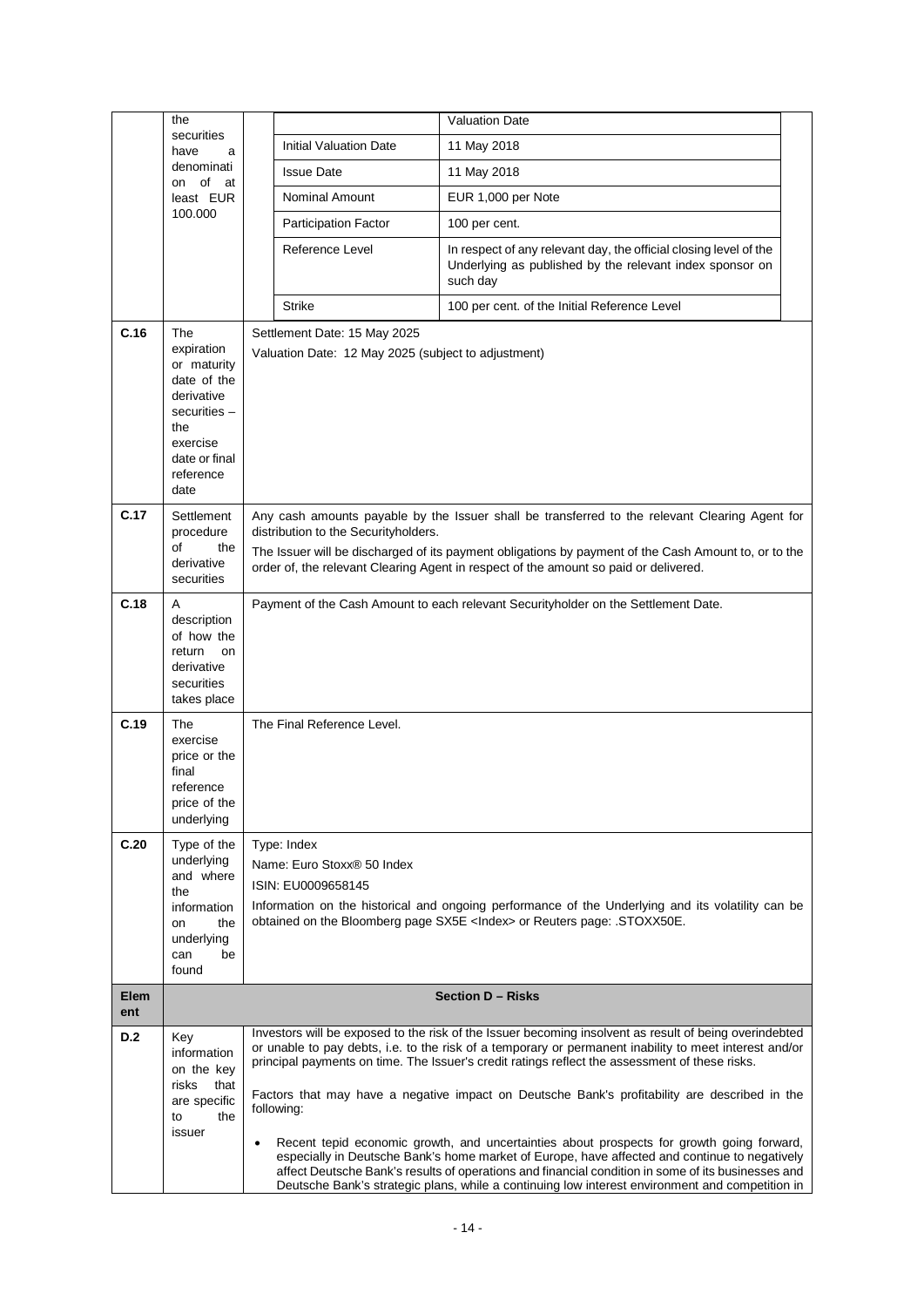| | | | |
|---|---|---|---|
| | the securities have a denomination of at least EUR 100.000 | | Valuation Date |
| | | Initial Valuation Date | 11 May 2018 |
| | | Issue Date | 11 May 2018 |
| | | Nominal Amount | EUR 1,000 per Note |
| | | Participation Factor | 100 per cent. |
| | | Reference Level | In respect of any relevant day, the official closing level of the Underlying as published by the relevant index sponsor on such day |
| | | Strike | 100 per cent. of the Initial Reference Level |
| C.16 | The expiration or maturity date of the derivative securities – the exercise date or final reference date | Settlement Date: 15 May 2025<br>Valuation Date: 12 May 2025 (subject to adjustment) | |
| C.17 | Settlement procedure of the derivative securities | Any cash amounts payable by the Issuer shall be transferred to the relevant Clearing Agent for distribution to the Securityholders.<br>The Issuer will be discharged of its payment obligations by payment of the Cash Amount to, or to the order of, the relevant Clearing Agent in respect of the amount so paid or delivered. | |
| C.18 | A description of how the return on derivative securities takes place | Payment of the Cash Amount to each relevant Securityholder on the Settlement Date. | |
| C.19 | The exercise price or the final reference price of the underlying | The Final Reference Level. | |
| C.20 | Type of the underlying and where the information on the underlying can be found | Type: Index<br>Name: Euro Stoxx® 50 Index<br>ISIN: EU0009658145<br>Information on the historical and ongoing performance of the Underlying and its volatility can be obtained on the Bloomberg page SX5E <Index> or Reuters page: .STOXX50E. | |

| Element | Section D – Risks | |
|---|---|---|
| D.2 | Key information on the key risks that are specific to the issuer | Investors will be exposed to the risk of the Issuer becoming insolvent as result of being overindebted or unable to pay debts, i.e. to the risk of a temporary or permanent inability to meet interest and/or principal payments on time. The Issuer's credit ratings reflect the assessment of these risks.<br><br>Factors that may have a negative impact on Deutsche Bank's profitability are described in the following:<br><br>• Recent tepid economic growth, and uncertainties about prospects for growth going forward, especially in Deutsche Bank's home market of Europe, have affected and continue to negatively affect Deutsche Bank's results of operations and financial condition in some of its businesses and Deutsche Bank's strategic plans, while a continuing low interest environment and competition in |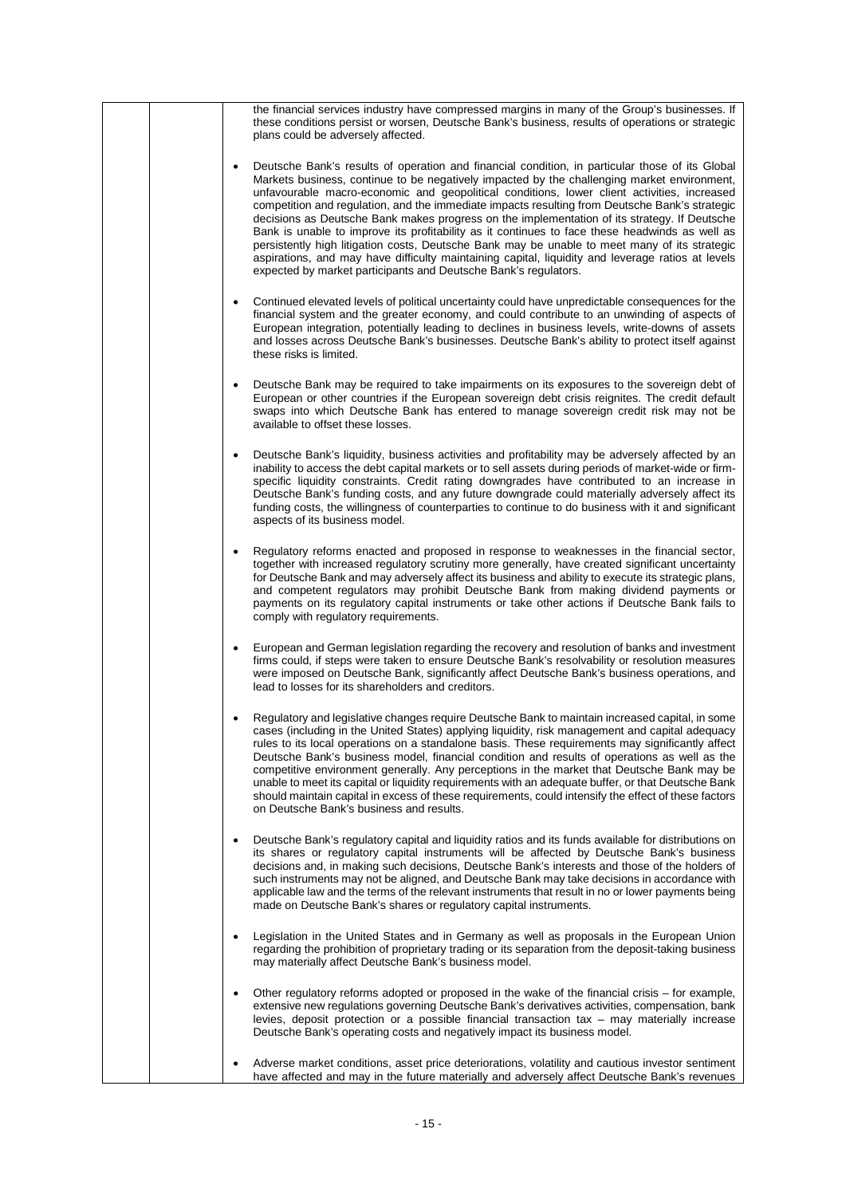the financial services industry have compressed margins in many of the Group's businesses. If these conditions persist or worsen, Deutsche Bank's business, results of operations or strategic plans could be adversely affected.

- Deutsche Bank's results of operation and financial condition, in particular those of its Global Markets business, continue to be negatively impacted by the challenging market environment, unfavourable macro-economic and geopolitical conditions, lower client activities, increased competition and regulation, and the immediate impacts resulting from Deutsche Bank's strategic decisions as Deutsche Bank makes progress on the implementation of its strategy. If Deutsche Bank is unable to improve its profitability as it continues to face these headwinds as well as persistently high litigation costs, Deutsche Bank may be unable to meet many of its strategic aspirations, and may have difficulty maintaining capital, liquidity and leverage ratios at levels expected by market participants and Deutsche Bank's regulators.

- Continued elevated levels of political uncertainty could have unpredictable consequences for the financial system and the greater economy, and could contribute to an unwinding of aspects of European integration, potentially leading to declines in business levels, write-downs of assets and losses across Deutsche Bank's businesses. Deutsche Bank's ability to protect itself against these risks is limited.

- Deutsche Bank may be required to take impairments on its exposures to the sovereign debt of European or other countries if the European sovereign debt crisis reignites. The credit default swaps into which Deutsche Bank has entered to manage sovereign credit risk may not be available to offset these losses.

- Deutsche Bank's liquidity, business activities and profitability may be adversely affected by an inability to access the debt capital markets or to sell assets during periods of market-wide or firm-specific liquidity constraints. Credit rating downgrades have contributed to an increase in Deutsche Bank's funding costs, and any future downgrade could materially adversely affect its funding costs, the willingness of counterparties to continue to do business with it and significant aspects of its business model.

- Regulatory reforms enacted and proposed in response to weaknesses in the financial sector, together with increased regulatory scrutiny more generally, have created significant uncertainty for Deutsche Bank and may adversely affect its business and ability to execute its strategic plans, and competent regulators may prohibit Deutsche Bank from making dividend payments or payments on its regulatory capital instruments or take other actions if Deutsche Bank fails to comply with regulatory requirements.

- European and German legislation regarding the recovery and resolution of banks and investment firms could, if steps were taken to ensure Deutsche Bank's resolvability or resolution measures were imposed on Deutsche Bank, significantly affect Deutsche Bank's business operations, and lead to losses for its shareholders and creditors.

- Regulatory and legislative changes require Deutsche Bank to maintain increased capital, in some cases (including in the United States) applying liquidity, risk management and capital adequacy rules to its local operations on a standalone basis. These requirements may significantly affect Deutsche Bank's business model, financial condition and results of operations as well as the competitive environment generally. Any perceptions in the market that Deutsche Bank may be unable to meet its capital or liquidity requirements with an adequate buffer, or that Deutsche Bank should maintain capital in excess of these requirements, could intensify the effect of these factors on Deutsche Bank's business and results.

- Deutsche Bank's regulatory capital and liquidity ratios and its funds available for distributions on its shares or regulatory capital instruments will be affected by Deutsche Bank's business decisions and, in making such decisions, Deutsche Bank's interests and those of the holders of such instruments may not be aligned, and Deutsche Bank may take decisions in accordance with applicable law and the terms of the relevant instruments that result in no or lower payments being made on Deutsche Bank's shares or regulatory capital instruments.

- Legislation in the United States and in Germany as well as proposals in the European Union regarding the prohibition of proprietary trading or its separation from the deposit-taking business may materially affect Deutsche Bank's business model.

- Other regulatory reforms adopted or proposed in the wake of the financial crisis – for example, extensive new regulations governing Deutsche Bank's derivatives activities, compensation, bank levies, deposit protection or a possible financial transaction tax – may materially increase Deutsche Bank's operating costs and negatively impact its business model.

- Adverse market conditions, asset price deteriorations, volatility and cautious investor sentiment have affected and may in the future materially and adversely affect Deutsche Bank's revenues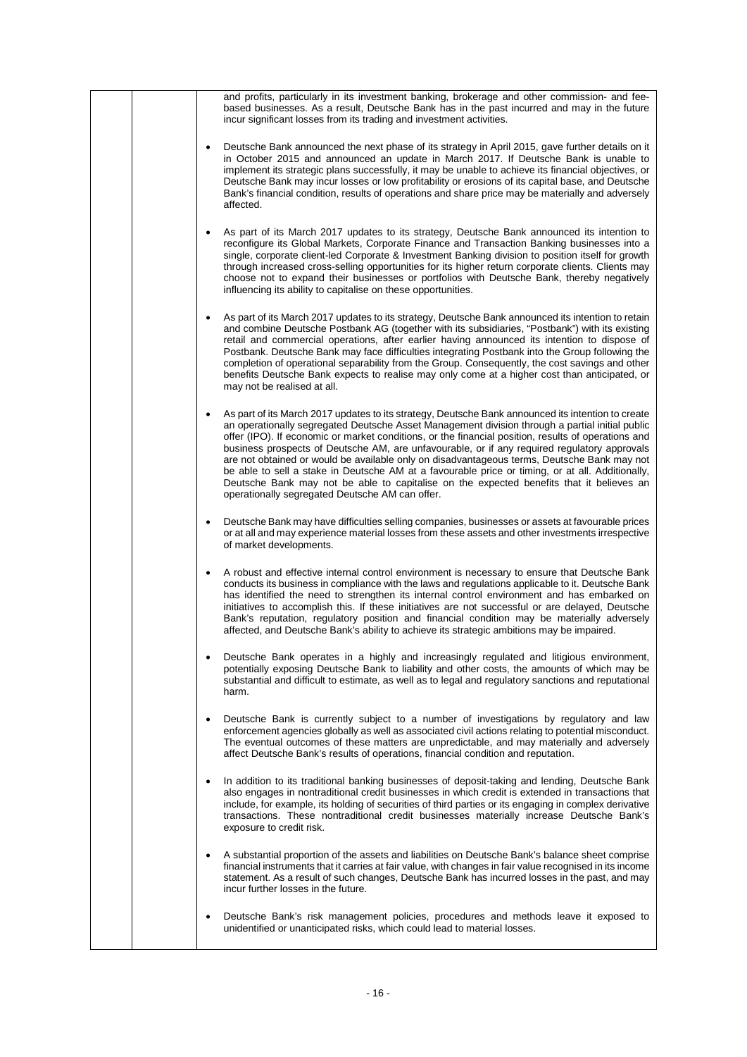and profits, particularly in its investment banking, brokerage and other commission- and fee-based businesses. As a result, Deutsche Bank has in the past incurred and may in the future incur significant losses from its trading and investment activities.

- Deutsche Bank announced the next phase of its strategy in April 2015, gave further details on it in October 2015 and announced an update in March 2017. If Deutsche Bank is unable to implement its strategic plans successfully, it may be unable to achieve its financial objectives, or Deutsche Bank may incur losses or low profitability or erosions of its capital base, and Deutsche Bank's financial condition, results of operations and share price may be materially and adversely affected.

- As part of its March 2017 updates to its strategy, Deutsche Bank announced its intention to reconfigure its Global Markets, Corporate Finance and Transaction Banking businesses into a single, corporate client-led Corporate & Investment Banking division to position itself for growth through increased cross-selling opportunities for its higher return corporate clients. Clients may choose not to expand their businesses or portfolios with Deutsche Bank, thereby negatively influencing its ability to capitalise on these opportunities.

- As part of its March 2017 updates to its strategy, Deutsche Bank announced its intention to retain and combine Deutsche Postbank AG (together with its subsidiaries, "Postbank") with its existing retail and commercial operations, after earlier having announced its intention to dispose of Postbank. Deutsche Bank may face difficulties integrating Postbank into the Group following the completion of operational separability from the Group. Consequently, the cost savings and other benefits Deutsche Bank expects to realise may only come at a higher cost than anticipated, or may not be realised at all.

- As part of its March 2017 updates to its strategy, Deutsche Bank announced its intention to create an operationally segregated Deutsche Asset Management division through a partial initial public offer (IPO). If economic or market conditions, or the financial position, results of operations and business prospects of Deutsche AM, are unfavourable, or if any required regulatory approvals are not obtained or would be available only on disadvantageous terms, Deutsche Bank may not be able to sell a stake in Deutsche AM at a favourable price or timing, or at all. Additionally, Deutsche Bank may not be able to capitalise on the expected benefits that it believes an operationally segregated Deutsche AM can offer.

- Deutsche Bank may have difficulties selling companies, businesses or assets at favourable prices or at all and may experience material losses from these assets and other investments irrespective of market developments.

- A robust and effective internal control environment is necessary to ensure that Deutsche Bank conducts its business in compliance with the laws and regulations applicable to it. Deutsche Bank has identified the need to strengthen its internal control environment and has embarked on initiatives to accomplish this. If these initiatives are not successful or are delayed, Deutsche Bank's reputation, regulatory position and financial condition may be materially adversely affected, and Deutsche Bank's ability to achieve its strategic ambitions may be impaired.

- Deutsche Bank operates in a highly and increasingly regulated and litigious environment, potentially exposing Deutsche Bank to liability and other costs, the amounts of which may be substantial and difficult to estimate, as well as to legal and regulatory sanctions and reputational harm.

- Deutsche Bank is currently subject to a number of investigations by regulatory and law enforcement agencies globally as well as associated civil actions relating to potential misconduct. The eventual outcomes of these matters are unpredictable, and may materially and adversely affect Deutsche Bank's results of operations, financial condition and reputation.

- In addition to its traditional banking businesses of deposit-taking and lending, Deutsche Bank also engages in nontraditional credit businesses in which credit is extended in transactions that include, for example, its holding of securities of third parties or its engaging in complex derivative transactions. These nontraditional credit businesses materially increase Deutsche Bank's exposure to credit risk.

- A substantial proportion of the assets and liabilities on Deutsche Bank's balance sheet comprise financial instruments that it carries at fair value, with changes in fair value recognised in its income statement. As a result of such changes, Deutsche Bank has incurred losses in the past, and may incur further losses in the future.

- Deutsche Bank's risk management policies, procedures and methods leave it exposed to unidentified or unanticipated risks, which could lead to material losses.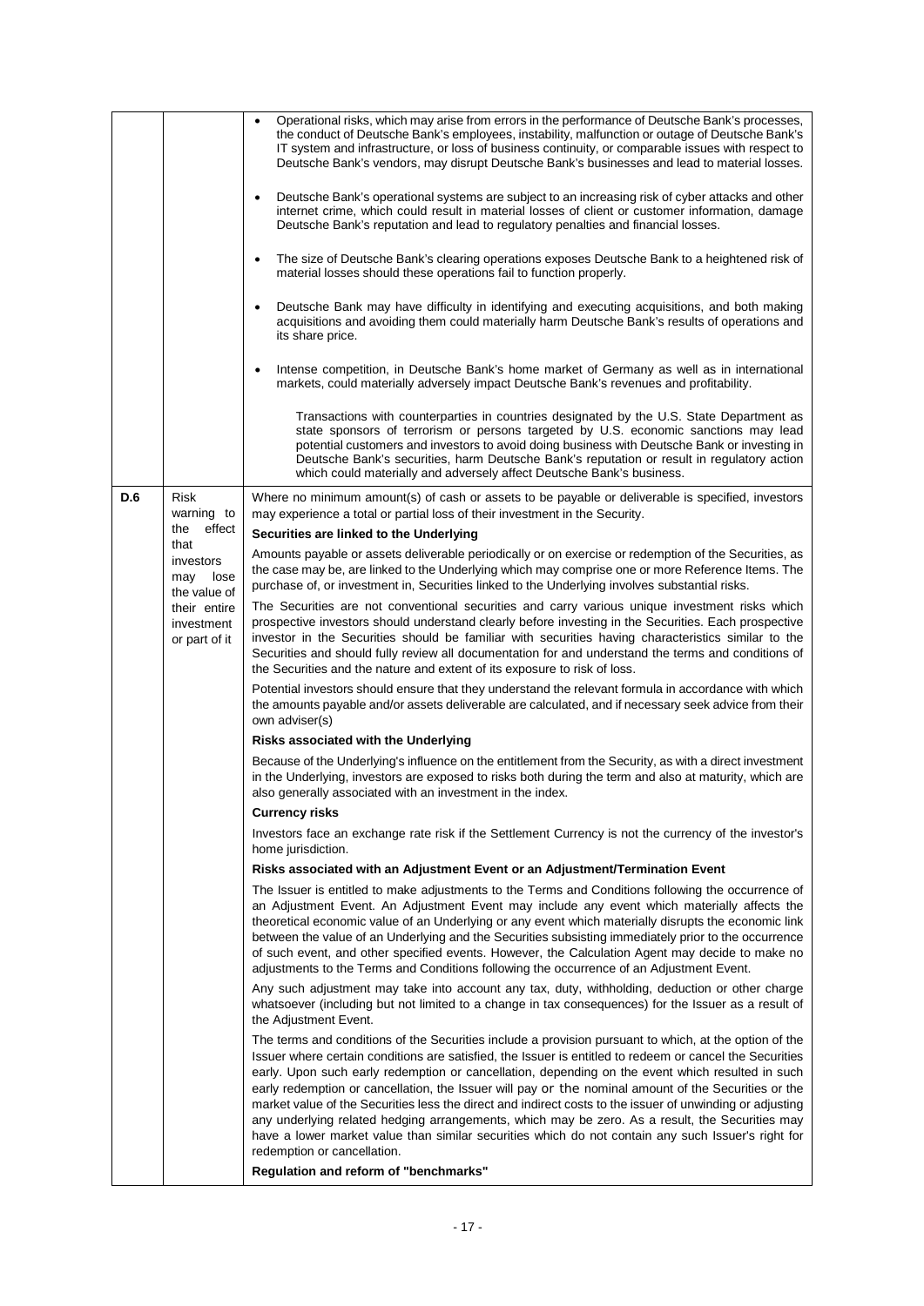| | | |
|---|---|---|
| | | • Operational risks, which may arise from errors in the performance of Deutsche Bank's processes, the conduct of Deutsche Bank's employees, instability, malfunction or outage of Deutsche Bank's IT system and infrastructure, or loss of business continuity, or comparable issues with respect to Deutsche Bank's vendors, may disrupt Deutsche Bank's businesses and lead to material losses.<br><br>• Deutsche Bank's operational systems are subject to an increasing risk of cyber attacks and other internet crime, which could result in material losses of client or customer information, damage Deutsche Bank's reputation and lead to regulatory penalties and financial losses.<br><br>• The size of Deutsche Bank's clearing operations exposes Deutsche Bank to a heightened risk of material losses should these operations fail to function properly.<br><br>• Deutsche Bank may have difficulty in identifying and executing acquisitions, and both making acquisitions and avoiding them could materially harm Deutsche Bank's results of operations and its share price.<br><br>• Intense competition, in Deutsche Bank's home market of Germany as well as in international markets, could materially adversely impact Deutsche Bank's revenues and profitability.<br><br>Transactions with counterparties in countries designated by the U.S. State Department as state sponsors of terrorism or persons targeted by U.S. economic sanctions may lead potential customers and investors to avoid doing business with Deutsche Bank or investing in Deutsche Bank's securities, harm Deutsche Bank's reputation or result in regulatory action which could materially and adversely affect Deutsche Bank's business. |
| **D.6** | Risk warning to the effect that investors may lose the value of their entire investment or part of it | Where no minimum amount(s) of cash or assets to be payable or deliverable is specified, investors may experience a total or partial loss of their investment in the Security.<br><br>**Securities are linked to the Underlying**<br><br>Amounts payable or assets deliverable periodically or on exercise or redemption of the Securities, as the case may be, are linked to the Underlying which may comprise one or more Reference Items. The purchase of, or investment in, Securities linked to the Underlying involves substantial risks.<br><br>The Securities are not conventional securities and carry various unique investment risks which prospective investors should understand clearly before investing in the Securities. Each prospective investor in the Securities should be familiar with securities having characteristics similar to the Securities and should fully review all documentation for and understand the terms and conditions of the Securities and the nature and extent of its exposure to risk of loss.<br><br>Potential investors should ensure that they understand the relevant formula in accordance with which the amounts payable and/or assets deliverable are calculated, and if necessary seek advice from their own adviser(s)<br><br>**Risks associated with the Underlying**<br><br>Because of the Underlying's influence on the entitlement from the Security, as with a direct investment in the Underlying, investors are exposed to risks both during the term and also at maturity, which are also generally associated with an investment in the index.<br><br>**Currency risks**<br><br>Investors face an exchange rate risk if the Settlement Currency is not the currency of the investor's home jurisdiction.<br><br>**Risks associated with an Adjustment Event or an Adjustment/Termination Event**<br><br>The Issuer is entitled to make adjustments to the Terms and Conditions following the occurrence of an Adjustment Event. An Adjustment Event may include any event which materially affects the theoretical economic value of an Underlying or any event which materially disrupts the economic link between the value of an Underlying and the Securities subsisting immediately prior to the occurrence of such event, and other specified events. However, the Calculation Agent may decide to make no adjustments to the Terms and Conditions following the occurrence of an Adjustment Event.<br><br>Any such adjustment may take into account any tax, duty, withholding, deduction or other charge whatsoever (including but not limited to a change in tax consequences) for the Issuer as a result of the Adjustment Event.<br><br>The terms and conditions of the Securities include a provision pursuant to which, at the option of the Issuer where certain conditions are satisfied, the Issuer is entitled to redeem or cancel the Securities early. Upon such early redemption or cancellation, depending on the event which resulted in such early redemption or cancellation, the Issuer will pay or the nominal amount of the Securities or the market value of the Securities less the direct and indirect costs to the issuer of unwinding or adjusting any underlying related hedging arrangements, which may be zero. As a result, the Securities may have a lower market value than similar securities which do not contain any such Issuer's right for redemption or cancellation.<br><br>**Regulation and reform of "benchmarks"** |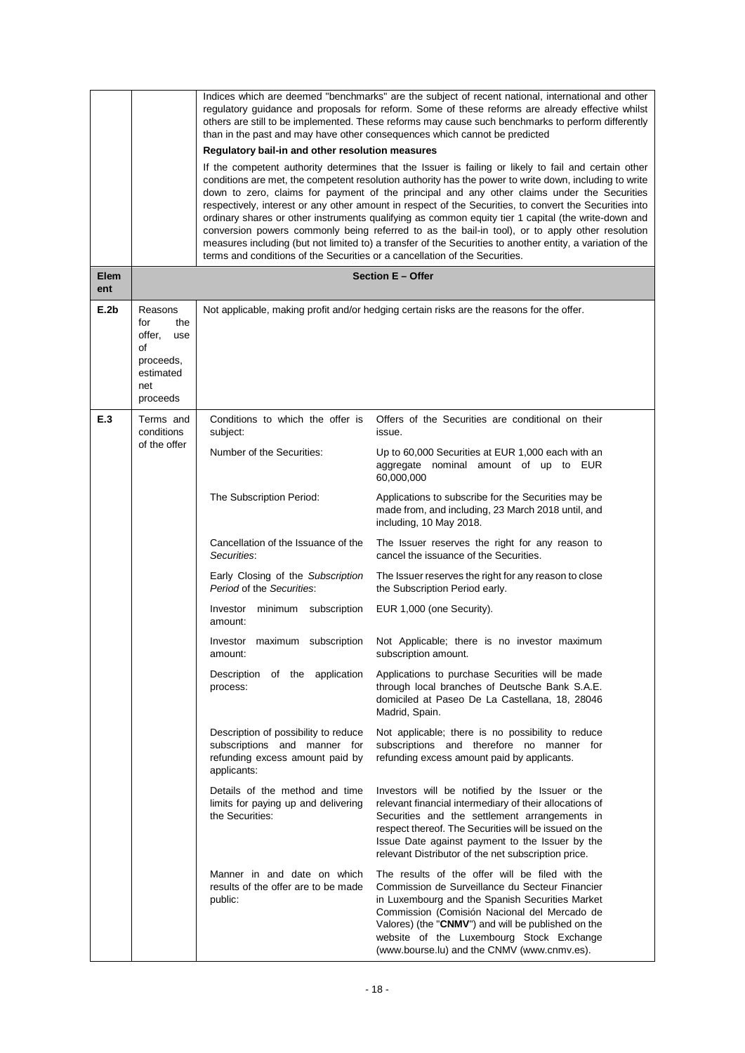| | | | |
|---|---|---|---|
| | | Indices which are deemed "benchmarks" are the subject of recent national, international and other regulatory guidance and proposals for reform. Some of these reforms are already effective whilst others are still to be implemented. These reforms may cause such benchmarks to perform differently than in the past and may have other consequences which cannot be predicted<br><br>**Regulatory bail-in and other resolution measures**<br><br>If the competent authority determines that the Issuer is failing or likely to fail and certain other conditions are met, the competent resolution authority has the power to write down, including to write down to zero, claims for payment of the principal and any other claims under the Securities respectively, interest or any other amount in respect of the Securities, to convert the Securities into ordinary shares or other instruments qualifying as common equity tier 1 capital (the write-down and conversion powers commonly being referred to as the bail-in tool), or to apply other resolution measures including (but not limited to) a transfer of the Securities to another entity, a variation of the terms and conditions of the Securities or a cancellation of the Securities. | |
| **Element** | | **Section E – Offer** | |
| **E.2b** | Reasons for the offer, use of proceeds, estimated net proceeds | Not applicable, making profit and/or hedging certain risks are the reasons for the offer. | |
| **E.3** | Terms and conditions of the offer | Conditions to which the offer is subject: | Offers of the Securities are conditional on their issue. |
| | | Number of the Securities: | Up to 60,000 Securities at EUR 1,000 each with an aggregate nominal amount of up to EUR 60,000,000 |
| | | The Subscription Period: | Applications to subscribe for the Securities may be made from, and including, 23 March 2018 until, and including, 10 May 2018. |
| | | Cancellation of the Issuance of the *Securities*: | The Issuer reserves the right for any reason to cancel the issuance of the Securities. |
| | | Early Closing of the *Subscription Period* of the *Securities*: | The Issuer reserves the right for any reason to close the Subscription Period early. |
| | | Investor minimum subscription amount: | EUR 1,000 (one Security). |
| | | Investor maximum subscription amount: | Not Applicable; there is no investor maximum subscription amount. |
| | | Description of the application process: | Applications to purchase Securities will be made through local branches of Deutsche Bank S.A.E. domiciled at Paseo De La Castellana, 18, 28046 Madrid, Spain. |
| | | Description of possibility to reduce subscriptions and manner for refunding excess amount paid by applicants: | Not applicable; there is no possibility to reduce subscriptions and therefore no manner for refunding excess amount paid by applicants. |
| | | Details of the method and time limits for paying up and delivering the Securities: | Investors will be notified by the Issuer or the relevant financial intermediary of their allocations of Securities and the settlement arrangements in respect thereof. The Securities will be issued on the Issue Date against payment to the Issuer by the relevant Distributor of the net subscription price. |
| | | Manner in and date on which results of the offer are to be made public: | The results of the offer will be filed with the Commission de Surveillance du Secteur Financier in Luxembourg and the Spanish Securities Market Commission (Comisión Nacional del Mercado de Valores) (the "**CNMV**") and will be published on the website of the Luxembourg Stock Exchange (www.bourse.lu) and the CNMV (www.cnmv.es). |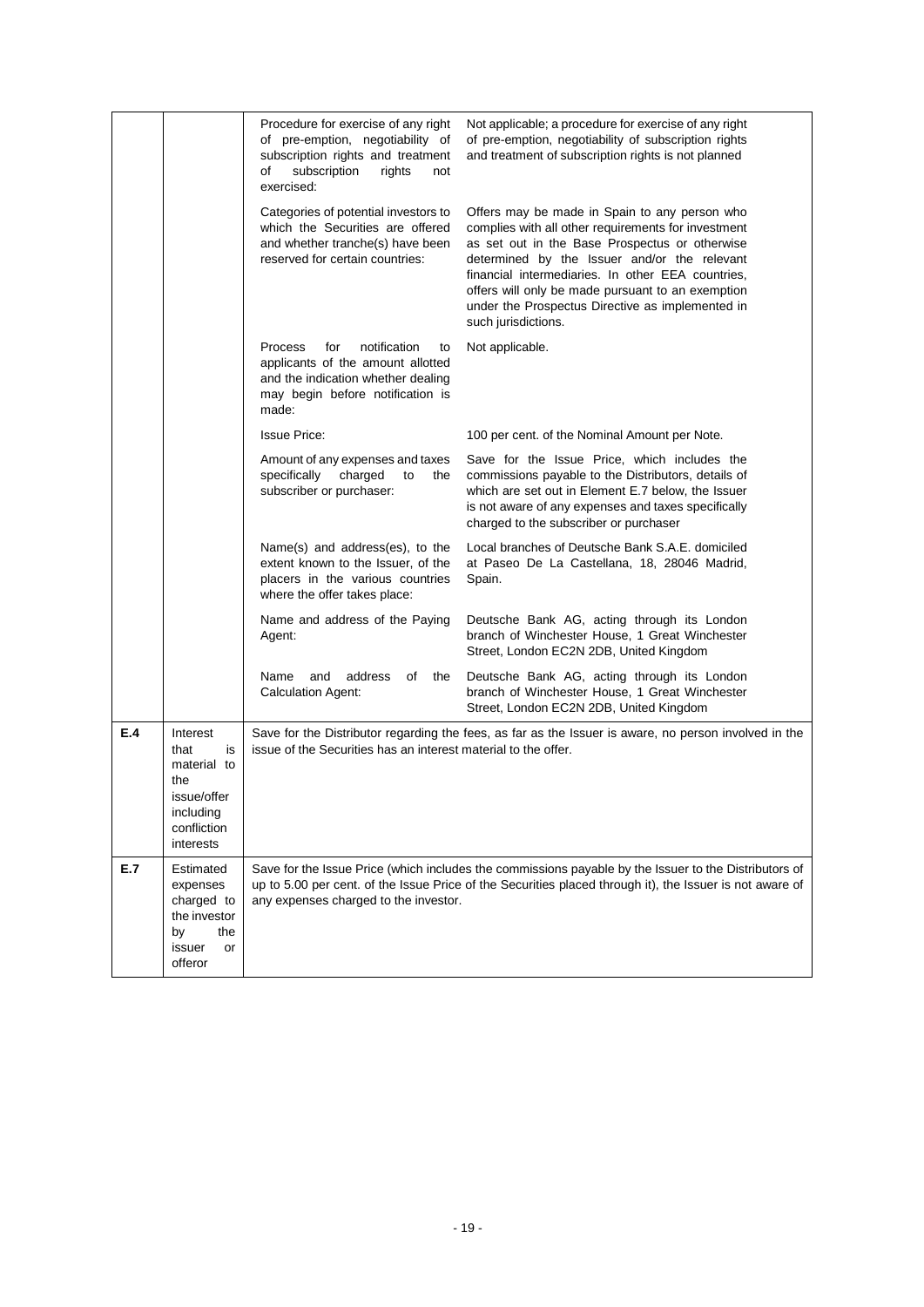| | | | |
|---|---|---|---|
| | | Procedure for exercise of any right of pre-emption, negotiability of subscription rights and treatment of subscription rights not exercised: | Not applicable; a procedure for exercise of any right of pre-emption, negotiability of subscription rights and treatment of subscription rights is not planned |
| | | Categories of potential investors to which the Securities are offered and whether tranche(s) have been reserved for certain countries: | Offers may be made in Spain to any person who complies with all other requirements for investment as set out in the Base Prospectus or otherwise determined by the Issuer and/or the relevant financial intermediaries. In other EEA countries, offers will only be made pursuant to an exemption under the Prospectus Directive as implemented in such jurisdictions. |
| | | Process for notification to applicants of the amount allotted and the indication whether dealing may begin before notification is made: | Not applicable. |
| | | Issue Price: | 100 per cent. of the Nominal Amount per Note. |
| | | Amount of any expenses and taxes specifically charged to the subscriber or purchaser: | Save for the Issue Price, which includes the commissions payable to the Distributors, details of which are set out in Element E.7 below, the Issuer is not aware of any expenses and taxes specifically charged to the subscriber or purchaser |
| | | Name(s) and address(es), to the extent known to the Issuer, of the placers in the various countries where the offer takes place: | Local branches of Deutsche Bank S.A.E. domiciled at Paseo De La Castellana, 18, 28046 Madrid, Spain. |
| | | Name and address of the Paying Agent: | Deutsche Bank AG, acting through its London branch of Winchester House, 1 Great Winchester Street, London EC2N 2DB, United Kingdom |
| | | Name and address of the Calculation Agent: | Deutsche Bank AG, acting through its London branch of Winchester House, 1 Great Winchester Street, London EC2N 2DB, United Kingdom |
| **E.4** | Interest that is material to the issue/offer including confliction interests | Save for the Distributor regarding the fees, as far as the Issuer is aware, no person involved in the issue of the Securities has an interest material to the offer. | |
| **E.7** | Estimated expenses charged to the investor by the issuer or offeror | Save for the Issue Price (which includes the commissions payable by the Issuer to the Distributors of up to 5.00 per cent. of the Issue Price of the Securities placed through it), the Issuer is not aware of any expenses charged to the investor. | |